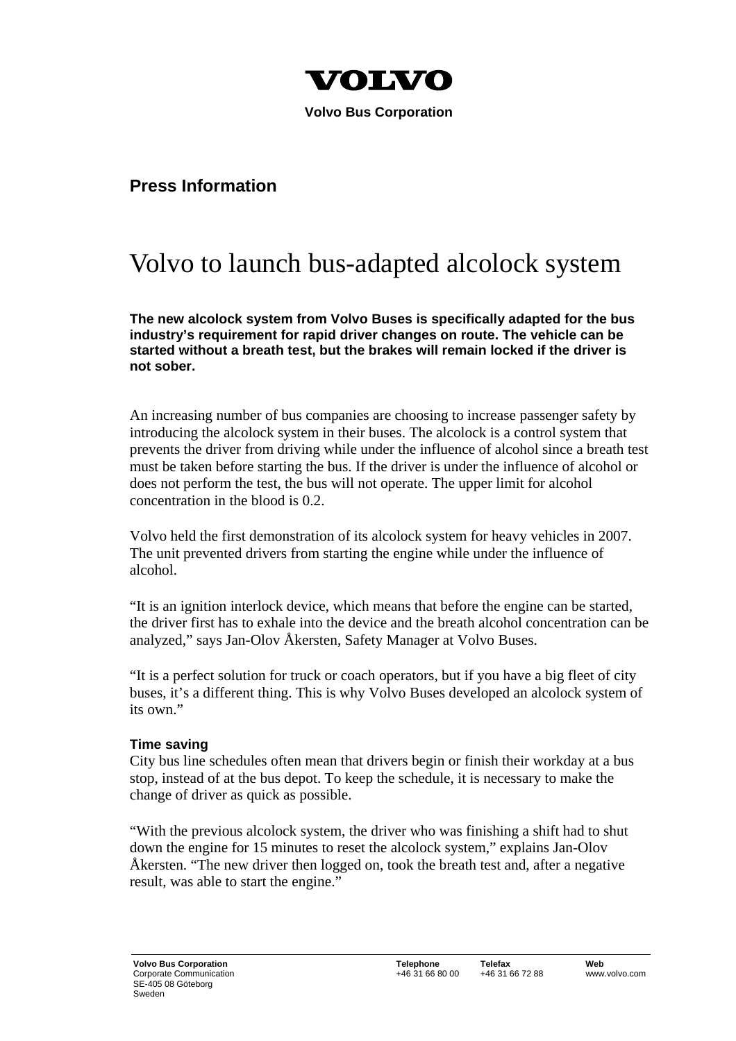**VOLVO**

**Volvo Bus Corporation**

## Press Information

# Volvo to launch bus-adapted alcolock system

**The new alcolock system from Volvo Buses is specifically adapted for the bus industry's requirement for rapid driver changes on route. The vehicle can be started without a breath test, but the brakes will remain locked if the driver is not sober.**

An increasing number of bus companies are choosing to increase passenger safety by introducing the alcolock system in their buses. The alcolock is a control system that prevents the driver from driving while under the influence of alcohol since a breath test must be taken before starting the bus. If the driver is under the influence of alcohol or does not perform the test, the bus will not operate. The upper limit for alcohol concentration in the blood is 0.2.

Volvo held the first demonstration of its alcolock system for heavy vehicles in 2007. The unit prevented drivers from starting the engine while under the influence of alcohol.

"It is an ignition interlock device, which means that before the engine can be started, the driver first has to exhale into the device and the breath alcohol concentration can be analyzed," says Jan-Olov Åkersten, Safety Manager at Volvo Buses.

"It is a perfect solution for truck or coach operators, but if you have a big fleet of city buses, it's a different thing. This is why Volvo Buses developed an alcolock system of its own."

### Time saving

City bus line schedules often mean that drivers begin or finish their workday at a bus stop, instead of at the bus depot. To keep the schedule, it is necessary to make the change of driver as quick as possible.

"With the previous alcolock system, the driver who was finishing a shift had to shut down the engine for 15 minutes to reset the alcolock system," explains Jan-Olov Åkersten. "The new driver then logged on, took the breath test and, after a negative result, was able to start the engine."

| **Volvo Bus Corporation** | **Telephone** | **Telefax** | **Web** |
|---|---|---|---|
| Corporate Communication<br>SE-405 08 Göteborg<br>Sweden | +46 31 66 80 00 | +46 31 66 72 88 | www.volvo.com |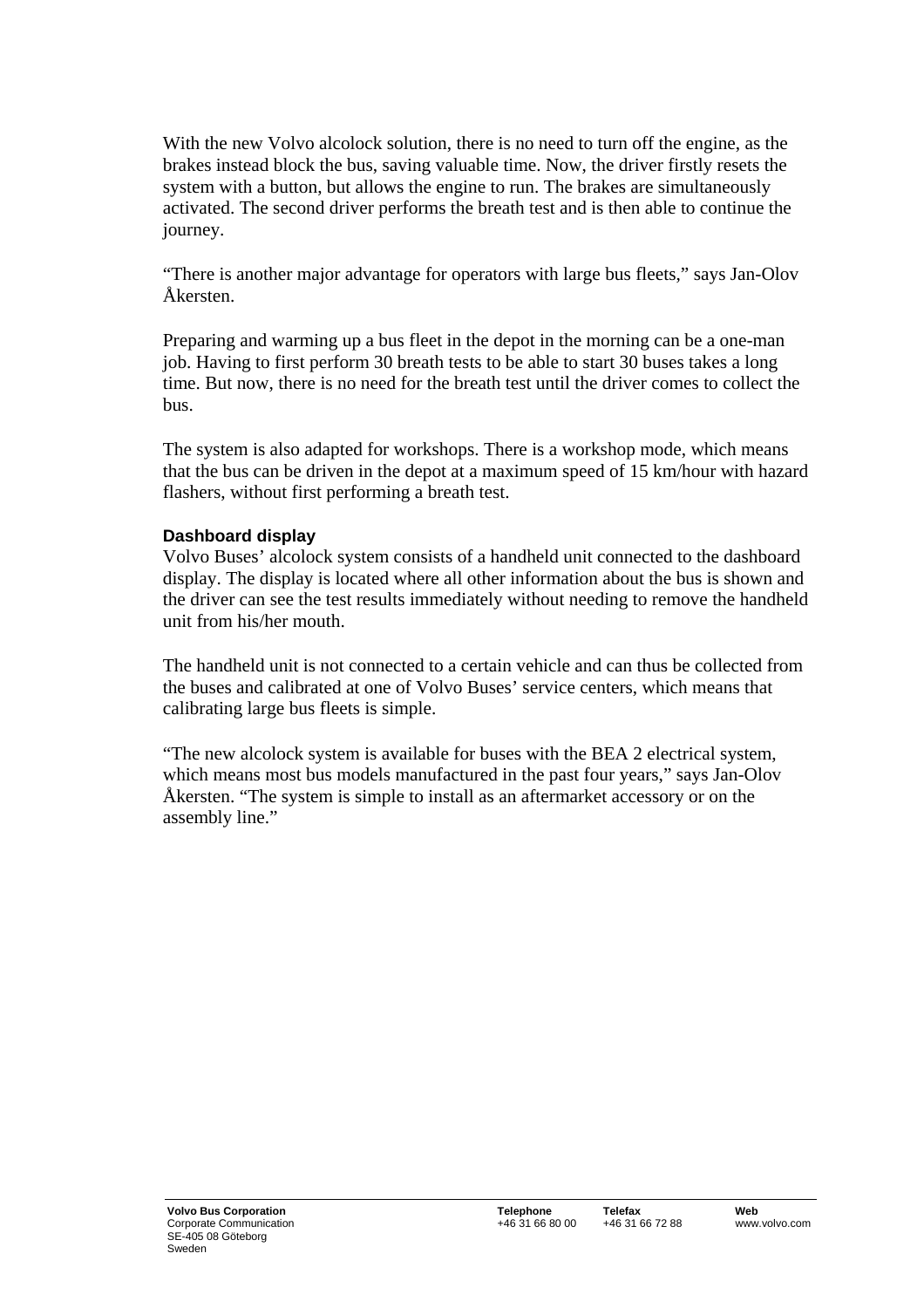With the new Volvo alcolock solution, there is no need to turn off the engine, as the brakes instead block the bus, saving valuable time. Now, the driver firstly resets the system with a button, but allows the engine to run. The brakes are simultaneously activated. The second driver performs the breath test and is then able to continue the journey.

“There is another major advantage for operators with large bus fleets,” says Jan-Olov Åkersten.

Preparing and warming up a bus fleet in the depot in the morning can be a one-man job. Having to first perform 30 breath tests to be able to start 30 buses takes a long time. But now, there is no need for the breath test until the driver comes to collect the bus.

The system is also adapted for workshops. There is a workshop mode, which means that the bus can be driven in the depot at a maximum speed of 15 km/hour with hazard flashers, without first performing a breath test.

### Dashboard display

Volvo Buses’ alcolock system consists of a handheld unit connected to the dashboard display. The display is located where all other information about the bus is shown and the driver can see the test results immediately without needing to remove the handheld unit from his/her mouth.

The handheld unit is not connected to a certain vehicle and can thus be collected from the buses and calibrated at one of Volvo Buses’ service centers, which means that calibrating large bus fleets is simple.

“The new alcolock system is available for buses with the BEA 2 electrical system, which means most bus models manufactured in the past four years,” says Jan-Olov Åkersten. “The system is simple to install as an aftermarket accessory or on the assembly line.”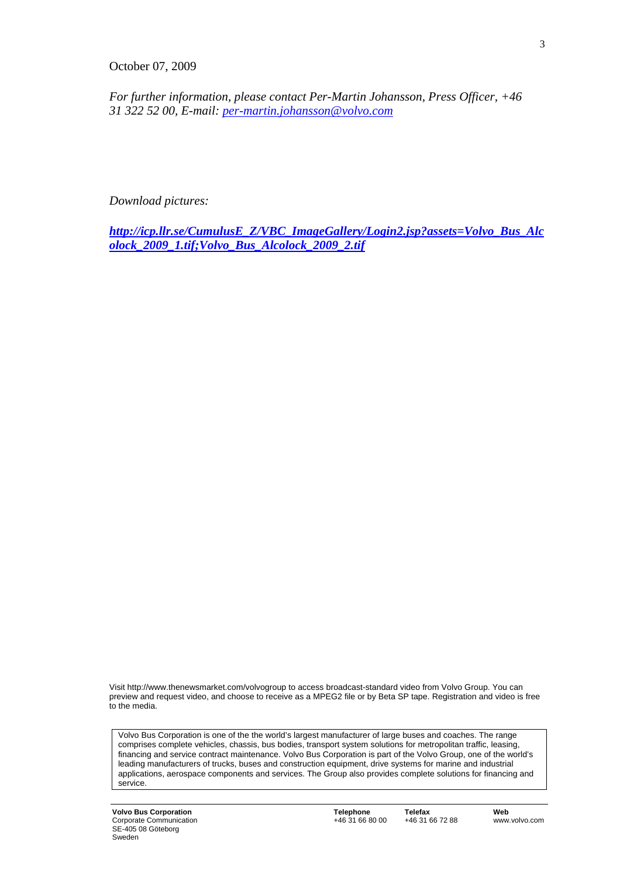October 07, 2009

*For further information, please contact Per-Martin Johansson, Press Officer, +46 31 322 52 00, E-mail: per-martin.johansson@volvo.com*

*Download pictures:*

***http://icp.llr.se/CumulusE_Z/VBC_ImageGallery/Login2.jsp?assets=Volvo_Bus_Alcolock_2009_1.tif;Volvo_Bus_Alcolock_2009_2.tif***

Visit http://www.thenewsmarket.com/volvogroup to access broadcast-standard video from Volvo Group. You can preview and request video, and choose to receive as a MPEG2 file or by Beta SP tape. Registration and video is free to the media.

Volvo Bus Corporation is one of the the world's largest manufacturer of large buses and coaches. The range comprises complete vehicles, chassis, bus bodies, transport system solutions for metropolitan traffic, leasing, financing and service contract maintenance. Volvo Bus Corporation is part of the Volvo Group, one of the world's leading manufacturers of trucks, buses and construction equipment, drive systems for marine and industrial applications, aerospace components and services. The Group also provides complete solutions for financing and service.

**Volvo Bus Corporation**
Corporate Communication
SE-405 08 Göteborg
Sweden

**Telephone**
+46 31 66 80 00

**Telefax**
+46 31 66 72 88

**Web**
www.volvo.com